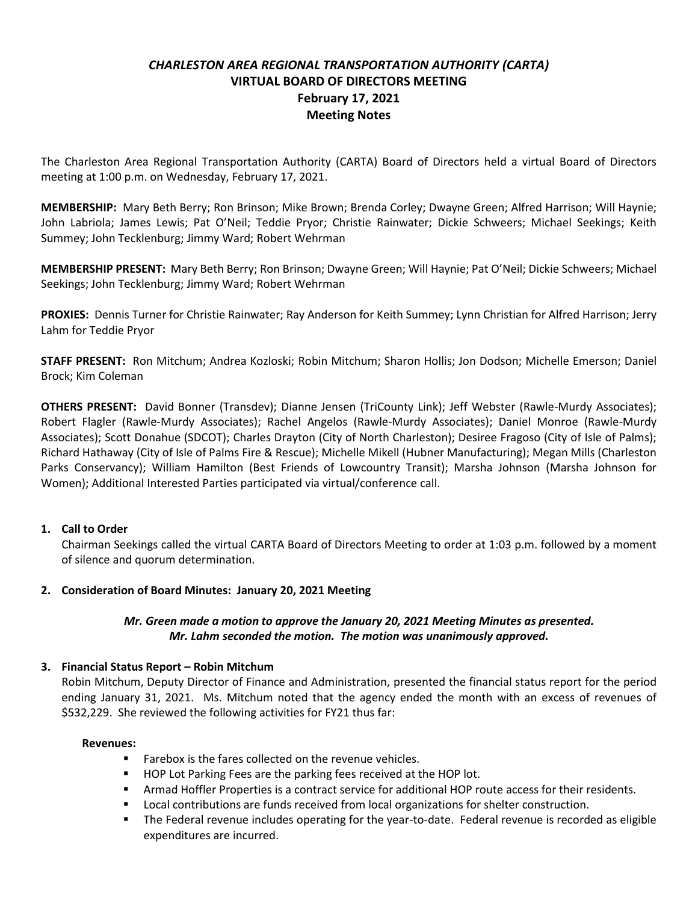# *CHARLESTON AREA REGIONAL TRANSPORTATION AUTHORITY (CARTA)*
## VIRTUAL BOARD OF DIRECTORS MEETING
## February 17, 2021
## Meeting Notes

The Charleston Area Regional Transportation Authority (CARTA) Board of Directors held a virtual Board of Directors meeting at 1:00 p.m. on Wednesday, February 17, 2021.

**MEMBERSHIP:** Mary Beth Berry; Ron Brinson; Mike Brown; Brenda Corley; Dwayne Green; Alfred Harrison; Will Haynie; John Labriola; James Lewis; Pat O'Neil; Teddie Pryor; Christie Rainwater; Dickie Schweers; Michael Seekings; Keith Summey; John Tecklenburg; Jimmy Ward; Robert Wehrman

**MEMBERSHIP PRESENT:** Mary Beth Berry; Ron Brinson; Dwayne Green; Will Haynie; Pat O'Neil; Dickie Schweers; Michael Seekings; John Tecklenburg; Jimmy Ward; Robert Wehrman

**PROXIES:** Dennis Turner for Christie Rainwater; Ray Anderson for Keith Summey; Lynn Christian for Alfred Harrison; Jerry Lahm for Teddie Pryor

**STAFF PRESENT:** Ron Mitchum; Andrea Kozloski; Robin Mitchum; Sharon Hollis; Jon Dodson; Michelle Emerson; Daniel Brock; Kim Coleman

**OTHERS PRESENT:** David Bonner (Transdev); Dianne Jensen (TriCounty Link); Jeff Webster (Rawle-Murdy Associates); Robert Flagler (Rawle-Murdy Associates); Rachel Angelos (Rawle-Murdy Associates); Daniel Monroe (Rawle-Murdy Associates); Scott Donahue (SDCOT); Charles Drayton (City of North Charleston); Desiree Fragoso (City of Isle of Palms); Richard Hathaway (City of Isle of Palms Fire & Rescue); Michelle Mikell (Hubner Manufacturing); Megan Mills (Charleston Parks Conservancy); William Hamilton (Best Friends of Lowcountry Transit); Marsha Johnson (Marsha Johnson for Women); Additional Interested Parties participated via virtual/conference call.

**1. Call to Order**

Chairman Seekings called the virtual CARTA Board of Directors Meeting to order at 1:03 p.m. followed by a moment of silence and quorum determination.

**2. Consideration of Board Minutes: January 20, 2021 Meeting**

***Mr. Green made a motion to approve the January 20, 2021 Meeting Minutes as presented. Mr. Lahm seconded the motion. The motion was unanimously approved.***

**3. Financial Status Report – Robin Mitchum**

Robin Mitchum, Deputy Director of Finance and Administration, presented the financial status report for the period ending January 31, 2021. Ms. Mitchum noted that the agency ended the month with an excess of revenues of $532,229. She reviewed the following activities for FY21 thus far:

**Revenues:**

- Farebox is the fares collected on the revenue vehicles.
- HOP Lot Parking Fees are the parking fees received at the HOP lot.
- Armad Hoffler Properties is a contract service for additional HOP route access for their residents.
- Local contributions are funds received from local organizations for shelter construction.
- The Federal revenue includes operating for the year-to-date. Federal revenue is recorded as eligible expenditures are incurred.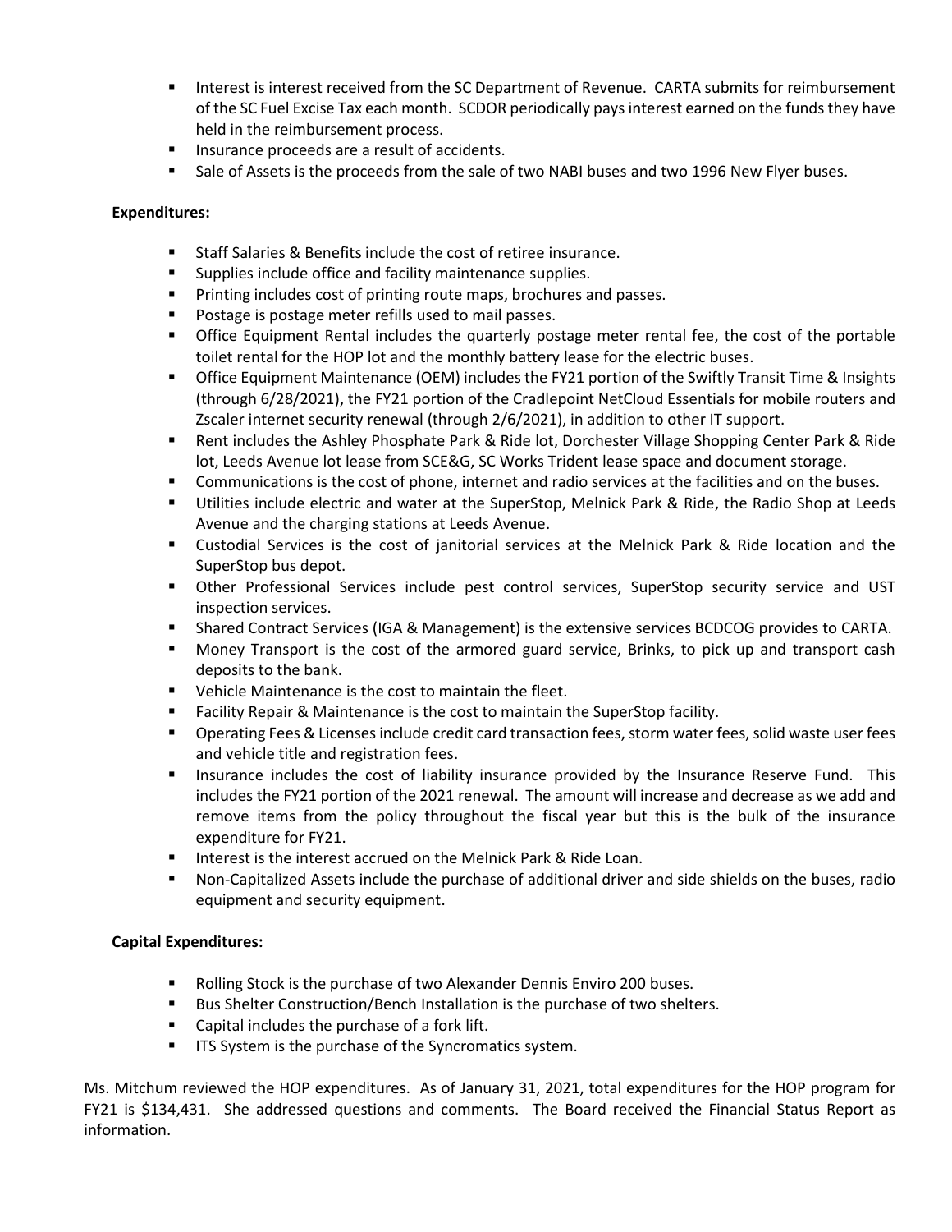- Interest is interest received from the SC Department of Revenue. CARTA submits for reimbursement of the SC Fuel Excise Tax each month. SCDOR periodically pays interest earned on the funds they have held in the reimbursement process.
- Insurance proceeds are a result of accidents.
- Sale of Assets is the proceeds from the sale of two NABI buses and two 1996 New Flyer buses.

**Expenditures:**

- Staff Salaries & Benefits include the cost of retiree insurance.
- Supplies include office and facility maintenance supplies.
- Printing includes cost of printing route maps, brochures and passes.
- Postage is postage meter refills used to mail passes.
- Office Equipment Rental includes the quarterly postage meter rental fee, the cost of the portable toilet rental for the HOP lot and the monthly battery lease for the electric buses.
- Office Equipment Maintenance (OEM) includes the FY21 portion of the Swiftly Transit Time & Insights (through 6/28/2021), the FY21 portion of the Cradlepoint NetCloud Essentials for mobile routers and Zscaler internet security renewal (through 2/6/2021), in addition to other IT support.
- Rent includes the Ashley Phosphate Park & Ride lot, Dorchester Village Shopping Center Park & Ride lot, Leeds Avenue lot lease from SCE&G, SC Works Trident lease space and document storage.
- Communications is the cost of phone, internet and radio services at the facilities and on the buses.
- Utilities include electric and water at the SuperStop, Melnick Park & Ride, the Radio Shop at Leeds Avenue and the charging stations at Leeds Avenue.
- Custodial Services is the cost of janitorial services at the Melnick Park & Ride location and the SuperStop bus depot.
- Other Professional Services include pest control services, SuperStop security service and UST inspection services.
- Shared Contract Services (IGA & Management) is the extensive services BCDCOG provides to CARTA.
- Money Transport is the cost of the armored guard service, Brinks, to pick up and transport cash deposits to the bank.
- Vehicle Maintenance is the cost to maintain the fleet.
- Facility Repair & Maintenance is the cost to maintain the SuperStop facility.
- Operating Fees & Licenses include credit card transaction fees, storm water fees, solid waste user fees and vehicle title and registration fees.
- Insurance includes the cost of liability insurance provided by the Insurance Reserve Fund. This includes the FY21 portion of the 2021 renewal. The amount will increase and decrease as we add and remove items from the policy throughout the fiscal year but this is the bulk of the insurance expenditure for FY21.
- Interest is the interest accrued on the Melnick Park & Ride Loan.
- Non-Capitalized Assets include the purchase of additional driver and side shields on the buses, radio equipment and security equipment.

**Capital Expenditures:**

- Rolling Stock is the purchase of two Alexander Dennis Enviro 200 buses.
- Bus Shelter Construction/Bench Installation is the purchase of two shelters.
- Capital includes the purchase of a fork lift.
- ITS System is the purchase of the Syncromatics system.

Ms. Mitchum reviewed the HOP expenditures. As of January 31, 2021, total expenditures for the HOP program for FY21 is $134,431. She addressed questions and comments. The Board received the Financial Status Report as information.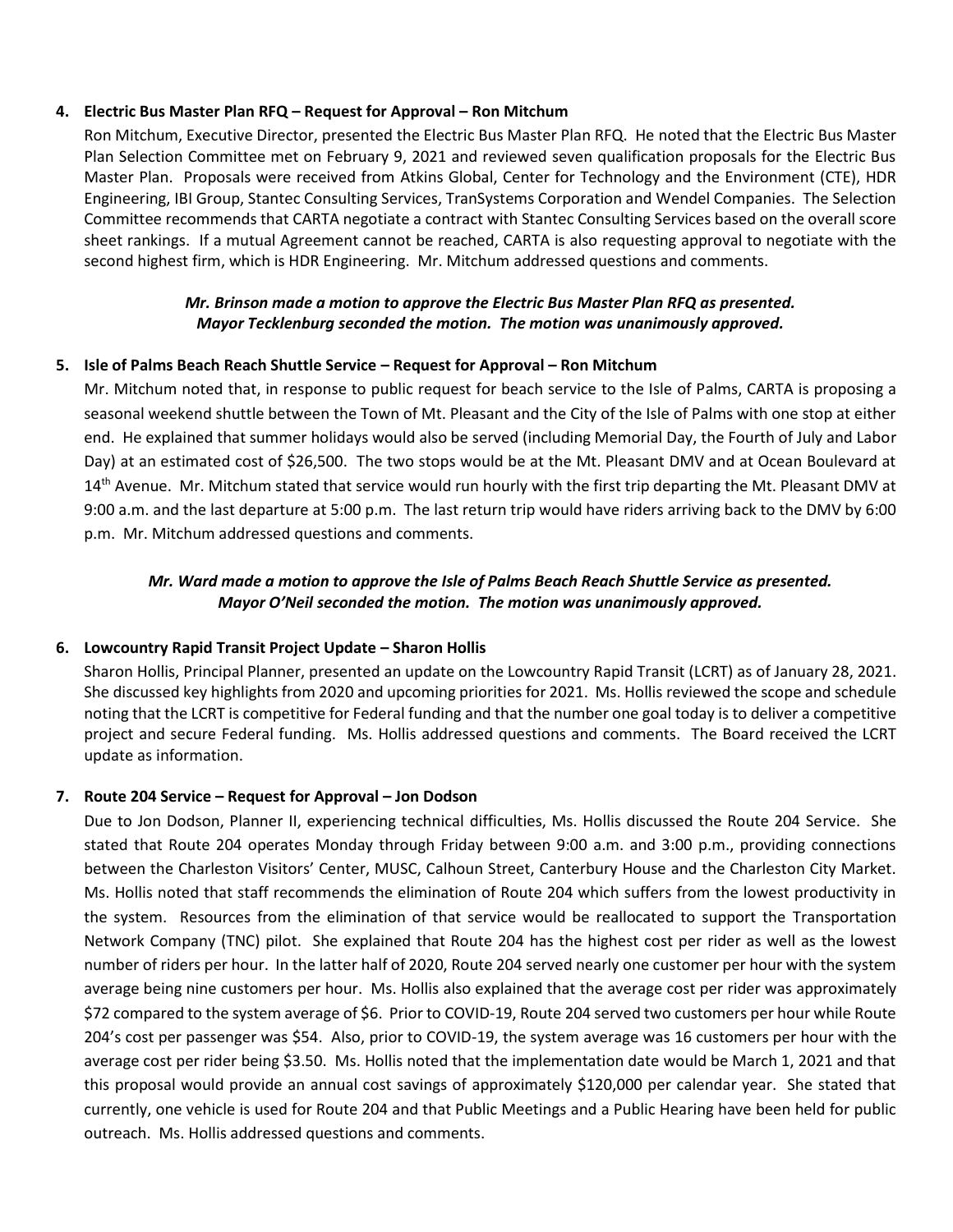**4. Electric Bus Master Plan RFQ – Request for Approval – Ron Mitchum**

Ron Mitchum, Executive Director, presented the Electric Bus Master Plan RFQ. He noted that the Electric Bus Master Plan Selection Committee met on February 9, 2021 and reviewed seven qualification proposals for the Electric Bus Master Plan. Proposals were received from Atkins Global, Center for Technology and the Environment (CTE), HDR Engineering, IBI Group, Stantec Consulting Services, TranSystems Corporation and Wendel Companies. The Selection Committee recommends that CARTA negotiate a contract with Stantec Consulting Services based on the overall score sheet rankings. If a mutual Agreement cannot be reached, CARTA is also requesting approval to negotiate with the second highest firm, which is HDR Engineering. Mr. Mitchum addressed questions and comments.

***Mr. Brinson made a motion to approve the Electric Bus Master Plan RFQ as presented. Mayor Tecklenburg seconded the motion. The motion was unanimously approved.***

**5. Isle of Palms Beach Reach Shuttle Service – Request for Approval – Ron Mitchum**

Mr. Mitchum noted that, in response to public request for beach service to the Isle of Palms, CARTA is proposing a seasonal weekend shuttle between the Town of Mt. Pleasant and the City of the Isle of Palms with one stop at either end. He explained that summer holidays would also be served (including Memorial Day, the Fourth of July and Labor Day) at an estimated cost of $26,500. The two stops would be at the Mt. Pleasant DMV and at Ocean Boulevard at 14th Avenue. Mr. Mitchum stated that service would run hourly with the first trip departing the Mt. Pleasant DMV at 9:00 a.m. and the last departure at 5:00 p.m. The last return trip would have riders arriving back to the DMV by 6:00 p.m. Mr. Mitchum addressed questions and comments.

***Mr. Ward made a motion to approve the Isle of Palms Beach Reach Shuttle Service as presented. Mayor O'Neil seconded the motion. The motion was unanimously approved.***

**6. Lowcountry Rapid Transit Project Update – Sharon Hollis**

Sharon Hollis, Principal Planner, presented an update on the Lowcountry Rapid Transit (LCRT) as of January 28, 2021. She discussed key highlights from 2020 and upcoming priorities for 2021. Ms. Hollis reviewed the scope and schedule noting that the LCRT is competitive for Federal funding and that the number one goal today is to deliver a competitive project and secure Federal funding. Ms. Hollis addressed questions and comments. The Board received the LCRT update as information.

**7. Route 204 Service – Request for Approval – Jon Dodson**

Due to Jon Dodson, Planner II, experiencing technical difficulties, Ms. Hollis discussed the Route 204 Service. She stated that Route 204 operates Monday through Friday between 9:00 a.m. and 3:00 p.m., providing connections between the Charleston Visitors' Center, MUSC, Calhoun Street, Canterbury House and the Charleston City Market. Ms. Hollis noted that staff recommends the elimination of Route 204 which suffers from the lowest productivity in the system. Resources from the elimination of that service would be reallocated to support the Transportation Network Company (TNC) pilot. She explained that Route 204 has the highest cost per rider as well as the lowest number of riders per hour. In the latter half of 2020, Route 204 served nearly one customer per hour with the system average being nine customers per hour. Ms. Hollis also explained that the average cost per rider was approximately $72 compared to the system average of $6. Prior to COVID-19, Route 204 served two customers per hour while Route 204's cost per passenger was $54. Also, prior to COVID-19, the system average was 16 customers per hour with the average cost per rider being $3.50. Ms. Hollis noted that the implementation date would be March 1, 2021 and that this proposal would provide an annual cost savings of approximately $120,000 per calendar year. She stated that currently, one vehicle is used for Route 204 and that Public Meetings and a Public Hearing have been held for public outreach. Ms. Hollis addressed questions and comments.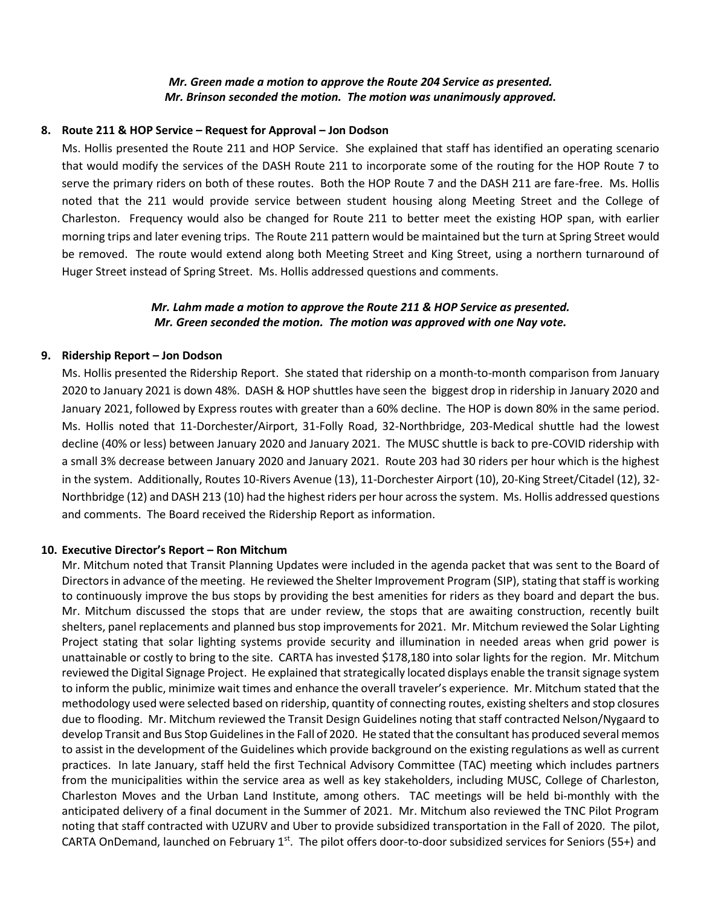***Mr. Green made a motion to approve the Route 204 Service as presented.***
***Mr. Brinson seconded the motion. The motion was unanimously approved.***

**8. Route 211 & HOP Service – Request for Approval – Jon Dodson**

Ms. Hollis presented the Route 211 and HOP Service. She explained that staff has identified an operating scenario that would modify the services of the DASH Route 211 to incorporate some of the routing for the HOP Route 7 to serve the primary riders on both of these routes. Both the HOP Route 7 and the DASH 211 are fare-free. Ms. Hollis noted that the 211 would provide service between student housing along Meeting Street and the College of Charleston. Frequency would also be changed for Route 211 to better meet the existing HOP span, with earlier morning trips and later evening trips. The Route 211 pattern would be maintained but the turn at Spring Street would be removed. The route would extend along both Meeting Street and King Street, using a northern turnaround of Huger Street instead of Spring Street. Ms. Hollis addressed questions and comments.

***Mr. Lahm made a motion to approve the Route 211 & HOP Service as presented.***
***Mr. Green seconded the motion. The motion was approved with one Nay vote.***

**9. Ridership Report – Jon Dodson**

Ms. Hollis presented the Ridership Report. She stated that ridership on a month-to-month comparison from January 2020 to January 2021 is down 48%. DASH & HOP shuttles have seen the biggest drop in ridership in January 2020 and January 2021, followed by Express routes with greater than a 60% decline. The HOP is down 80% in the same period. Ms. Hollis noted that 11-Dorchester/Airport, 31-Folly Road, 32-Northbridge, 203-Medical shuttle had the lowest decline (40% or less) between January 2020 and January 2021. The MUSC shuttle is back to pre-COVID ridership with a small 3% decrease between January 2020 and January 2021. Route 203 had 30 riders per hour which is the highest in the system. Additionally, Routes 10-Rivers Avenue (13), 11-Dorchester Airport (10), 20-King Street/Citadel (12), 32-Northbridge (12) and DASH 213 (10) had the highest riders per hour across the system. Ms. Hollis addressed questions and comments. The Board received the Ridership Report as information.

**10. Executive Director's Report – Ron Mitchum**

Mr. Mitchum noted that Transit Planning Updates were included in the agenda packet that was sent to the Board of Directors in advance of the meeting. He reviewed the Shelter Improvement Program (SIP), stating that staff is working to continuously improve the bus stops by providing the best amenities for riders as they board and depart the bus. Mr. Mitchum discussed the stops that are under review, the stops that are awaiting construction, recently built shelters, panel replacements and planned bus stop improvements for 2021. Mr. Mitchum reviewed the Solar Lighting Project stating that solar lighting systems provide security and illumination in needed areas when grid power is unattainable or costly to bring to the site. CARTA has invested $178,180 into solar lights for the region. Mr. Mitchum reviewed the Digital Signage Project. He explained that strategically located displays enable the transit signage system to inform the public, minimize wait times and enhance the overall traveler's experience. Mr. Mitchum stated that the methodology used were selected based on ridership, quantity of connecting routes, existing shelters and stop closures due to flooding. Mr. Mitchum reviewed the Transit Design Guidelines noting that staff contracted Nelson/Nygaard to develop Transit and Bus Stop Guidelines in the Fall of 2020. He stated that the consultant has produced several memos to assist in the development of the Guidelines which provide background on the existing regulations as well as current practices. In late January, staff held the first Technical Advisory Committee (TAC) meeting which includes partners from the municipalities within the service area as well as key stakeholders, including MUSC, College of Charleston, Charleston Moves and the Urban Land Institute, among others. TAC meetings will be held bi-monthly with the anticipated delivery of a final document in the Summer of 2021. Mr. Mitchum also reviewed the TNC Pilot Program noting that staff contracted with UZURV and Uber to provide subsidized transportation in the Fall of 2020. The pilot, CARTA OnDemand, launched on February 1st. The pilot offers door-to-door subsidized services for Seniors (55+) and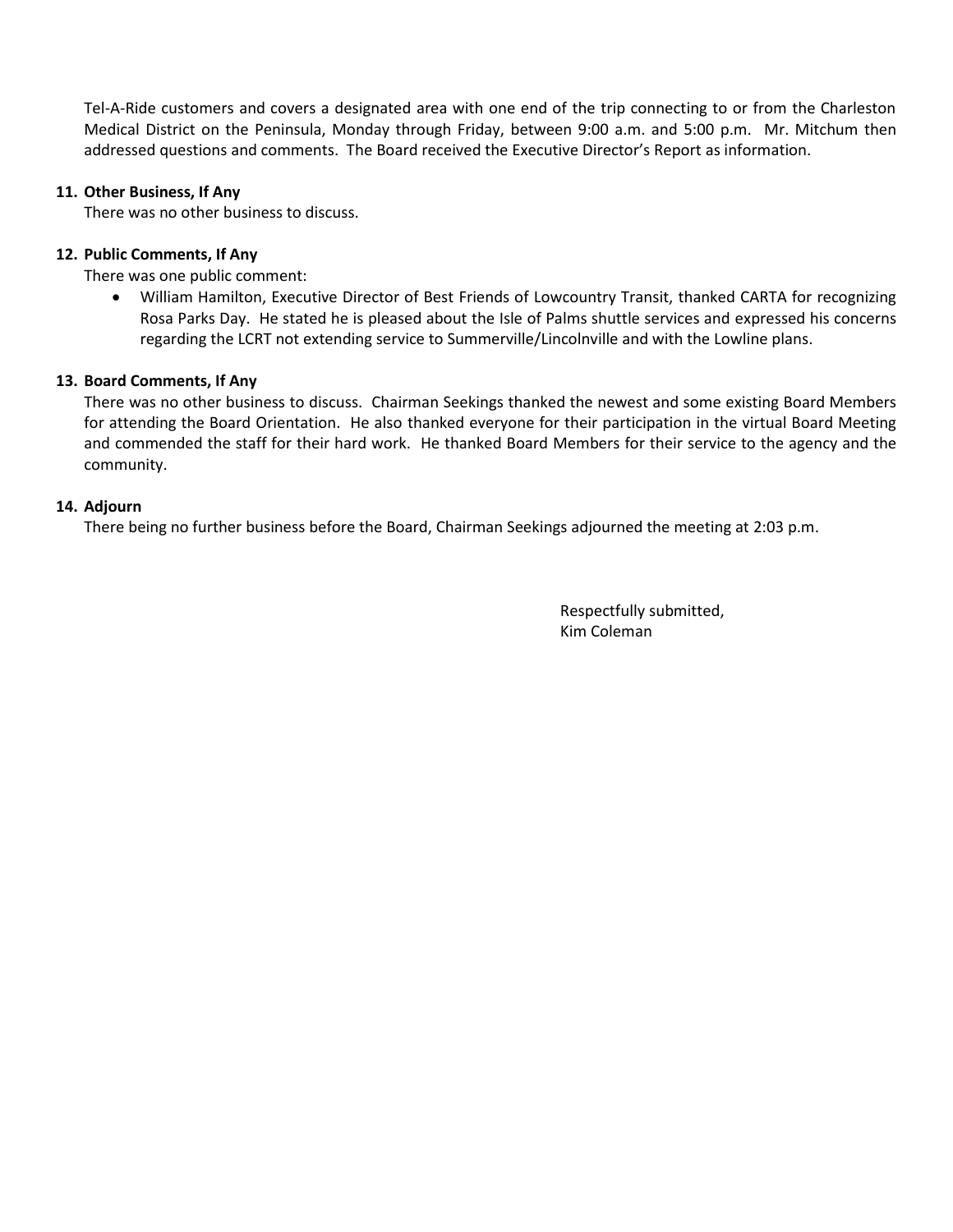Tel-A-Ride customers and covers a designated area with one end of the trip connecting to or from the Charleston Medical District on the Peninsula, Monday through Friday, between 9:00 a.m. and 5:00 p.m. Mr. Mitchum then addressed questions and comments. The Board received the Executive Director's Report as information.

**11. Other Business, If Any**

There was no other business to discuss.

**12. Public Comments, If Any**

There was one public comment:

- William Hamilton, Executive Director of Best Friends of Lowcountry Transit, thanked CARTA for recognizing Rosa Parks Day. He stated he is pleased about the Isle of Palms shuttle services and expressed his concerns regarding the LCRT not extending service to Summerville/Lincolnville and with the Lowline plans.

**13. Board Comments, If Any**

There was no other business to discuss. Chairman Seekings thanked the newest and some existing Board Members for attending the Board Orientation. He also thanked everyone for their participation in the virtual Board Meeting and commended the staff for their hard work. He thanked Board Members for their service to the agency and the community.

**14. Adjourn**

There being no further business before the Board, Chairman Seekings adjourned the meeting at 2:03 p.m.

Respectfully submitted,
Kim Coleman